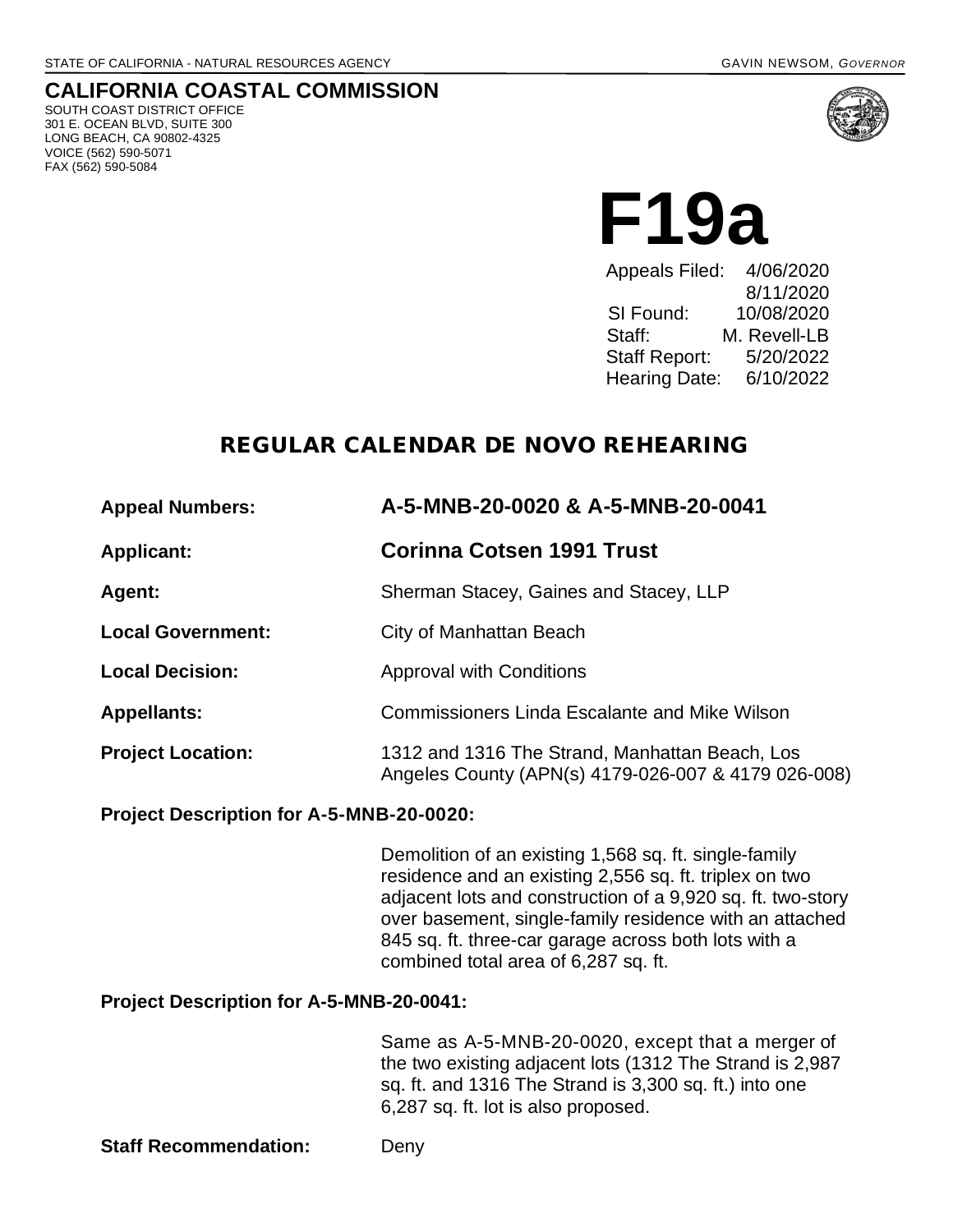STATE OF CALIFORNIA - NATURAL RESOURCES AGENCY

GAVIN NEWSOM, *GOVERNOR*

## CALIFORNIA COASTAL COMMISSION

SOUTH COAST DISTRICT OFFICE
301 E. OCEAN BLVD, SUITE 300
LONG BEACH, CA 90802-4325
VOICE (562) 590-5071
FAX (562) 590-5084

# F19a

| | |
|---|---|
| Appeals Filed: | 4/06/2020 |
| | 8/11/2020 |
| SI Found: | 10/08/2020 |
| Staff: | M. Revell-LB |
| Staff Report: | 5/20/2022 |
| Hearing Date: | 6/10/2022 |

## REGULAR CALENDAR DE NOVO REHEARING

**Appeal Numbers:** **A-5-MNB-20-0020 & A-5-MNB-20-0041**

**Applicant:** **Corinna Cotsen 1991 Trust**

**Agent:** Sherman Stacey, Gaines and Stacey, LLP

**Local Government:** City of Manhattan Beach

**Local Decision:** Approval with Conditions

**Appellants:** Commissioners Linda Escalante and Mike Wilson

**Project Location:** 1312 and 1316 The Strand, Manhattan Beach, Los Angeles County (APN(s) 4179-026-007 & 4179 026-008)

**Project Description for A-5-MNB-20-0020:**

Demolition of an existing 1,568 sq. ft. single-family residence and an existing 2,556 sq. ft. triplex on two adjacent lots and construction of a 9,920 sq. ft. two-story over basement, single-family residence with an attached 845 sq. ft. three-car garage across both lots with a combined total area of 6,287 sq. ft.

**Project Description for A-5-MNB-20-0041:**

Same as A-5-MNB-20-0020, except that a merger of the two existing adjacent lots (1312 The Strand is 2,987 sq. ft. and 1316 The Strand is 3,300 sq. ft.) into one 6,287 sq. ft. lot is also proposed.

**Staff Recommendation:** Deny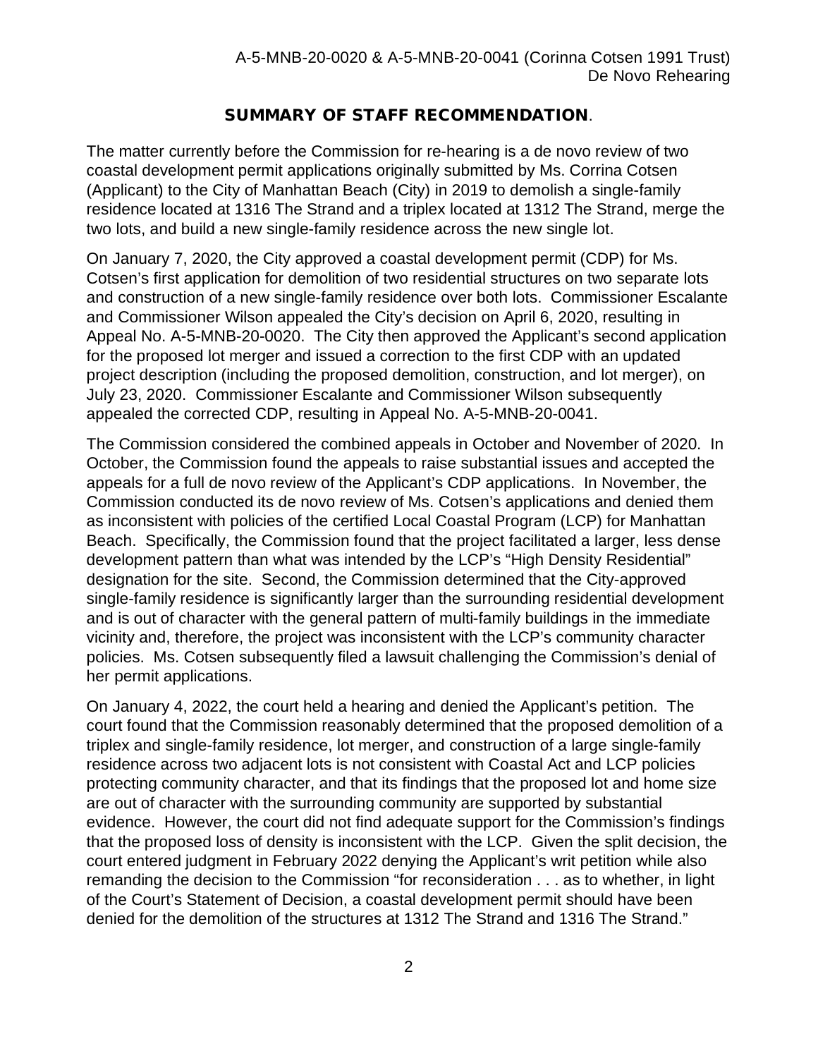## SUMMARY OF STAFF RECOMMENDATION.

The matter currently before the Commission for re-hearing is a de novo review of two coastal development permit applications originally submitted by Ms. Corrina Cotsen (Applicant) to the City of Manhattan Beach (City) in 2019 to demolish a single-family residence located at 1316 The Strand and a triplex located at 1312 The Strand, merge the two lots, and build a new single-family residence across the new single lot.

On January 7, 2020, the City approved a coastal development permit (CDP) for Ms. Cotsen's first application for demolition of two residential structures on two separate lots and construction of a new single-family residence over both lots. Commissioner Escalante and Commissioner Wilson appealed the City's decision on April 6, 2020, resulting in Appeal No. A-5-MNB-20-0020. The City then approved the Applicant's second application for the proposed lot merger and issued a correction to the first CDP with an updated project description (including the proposed demolition, construction, and lot merger), on July 23, 2020. Commissioner Escalante and Commissioner Wilson subsequently appealed the corrected CDP, resulting in Appeal No. A-5-MNB-20-0041.

The Commission considered the combined appeals in October and November of 2020. In October, the Commission found the appeals to raise substantial issues and accepted the appeals for a full de novo review of the Applicant's CDP applications. In November, the Commission conducted its de novo review of Ms. Cotsen's applications and denied them as inconsistent with policies of the certified Local Coastal Program (LCP) for Manhattan Beach. Specifically, the Commission found that the project facilitated a larger, less dense development pattern than what was intended by the LCP's "High Density Residential" designation for the site. Second, the Commission determined that the City-approved single-family residence is significantly larger than the surrounding residential development and is out of character with the general pattern of multi-family buildings in the immediate vicinity and, therefore, the project was inconsistent with the LCP's community character policies. Ms. Cotsen subsequently filed a lawsuit challenging the Commission's denial of her permit applications.

On January 4, 2022, the court held a hearing and denied the Applicant's petition. The court found that the Commission reasonably determined that the proposed demolition of a triplex and single-family residence, lot merger, and construction of a large single-family residence across two adjacent lots is not consistent with Coastal Act and LCP policies protecting community character, and that its findings that the proposed lot and home size are out of character with the surrounding community are supported by substantial evidence. However, the court did not find adequate support for the Commission's findings that the proposed loss of density is inconsistent with the LCP. Given the split decision, the court entered judgment in February 2022 denying the Applicant's writ petition while also remanding the decision to the Commission "for reconsideration . . . as to whether, in light of the Court's Statement of Decision, a coastal development permit should have been denied for the demolition of the structures at 1312 The Strand and 1316 The Strand."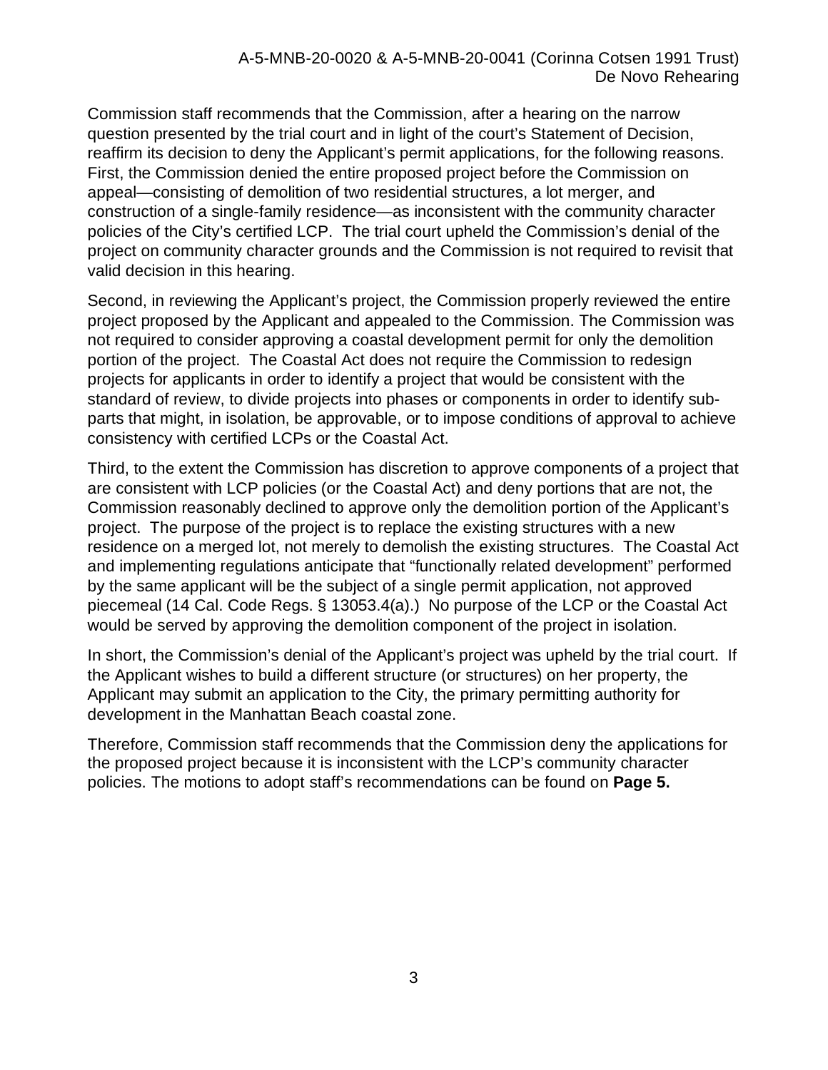Commission staff recommends that the Commission, after a hearing on the narrow question presented by the trial court and in light of the court's Statement of Decision, reaffirm its decision to deny the Applicant's permit applications, for the following reasons. First, the Commission denied the entire proposed project before the Commission on appeal—consisting of demolition of two residential structures, a lot merger, and construction of a single-family residence—as inconsistent with the community character policies of the City's certified LCP. The trial court upheld the Commission's denial of the project on community character grounds and the Commission is not required to revisit that valid decision in this hearing.

Second, in reviewing the Applicant's project, the Commission properly reviewed the entire project proposed by the Applicant and appealed to the Commission. The Commission was not required to consider approving a coastal development permit for only the demolition portion of the project. The Coastal Act does not require the Commission to redesign projects for applicants in order to identify a project that would be consistent with the standard of review, to divide projects into phases or components in order to identify sub-parts that might, in isolation, be approvable, or to impose conditions of approval to achieve consistency with certified LCPs or the Coastal Act.

Third, to the extent the Commission has discretion to approve components of a project that are consistent with LCP policies (or the Coastal Act) and deny portions that are not, the Commission reasonably declined to approve only the demolition portion of the Applicant's project. The purpose of the project is to replace the existing structures with a new residence on a merged lot, not merely to demolish the existing structures. The Coastal Act and implementing regulations anticipate that "functionally related development" performed by the same applicant will be the subject of a single permit application, not approved piecemeal (14 Cal. Code Regs. § 13053.4(a).) No purpose of the LCP or the Coastal Act would be served by approving the demolition component of the project in isolation.

In short, the Commission's denial of the Applicant's project was upheld by the trial court. If the Applicant wishes to build a different structure (or structures) on her property, the Applicant may submit an application to the City, the primary permitting authority for development in the Manhattan Beach coastal zone.

Therefore, Commission staff recommends that the Commission deny the applications for the proposed project because it is inconsistent with the LCP's community character policies. The motions to adopt staff's recommendations can be found on **Page 5.**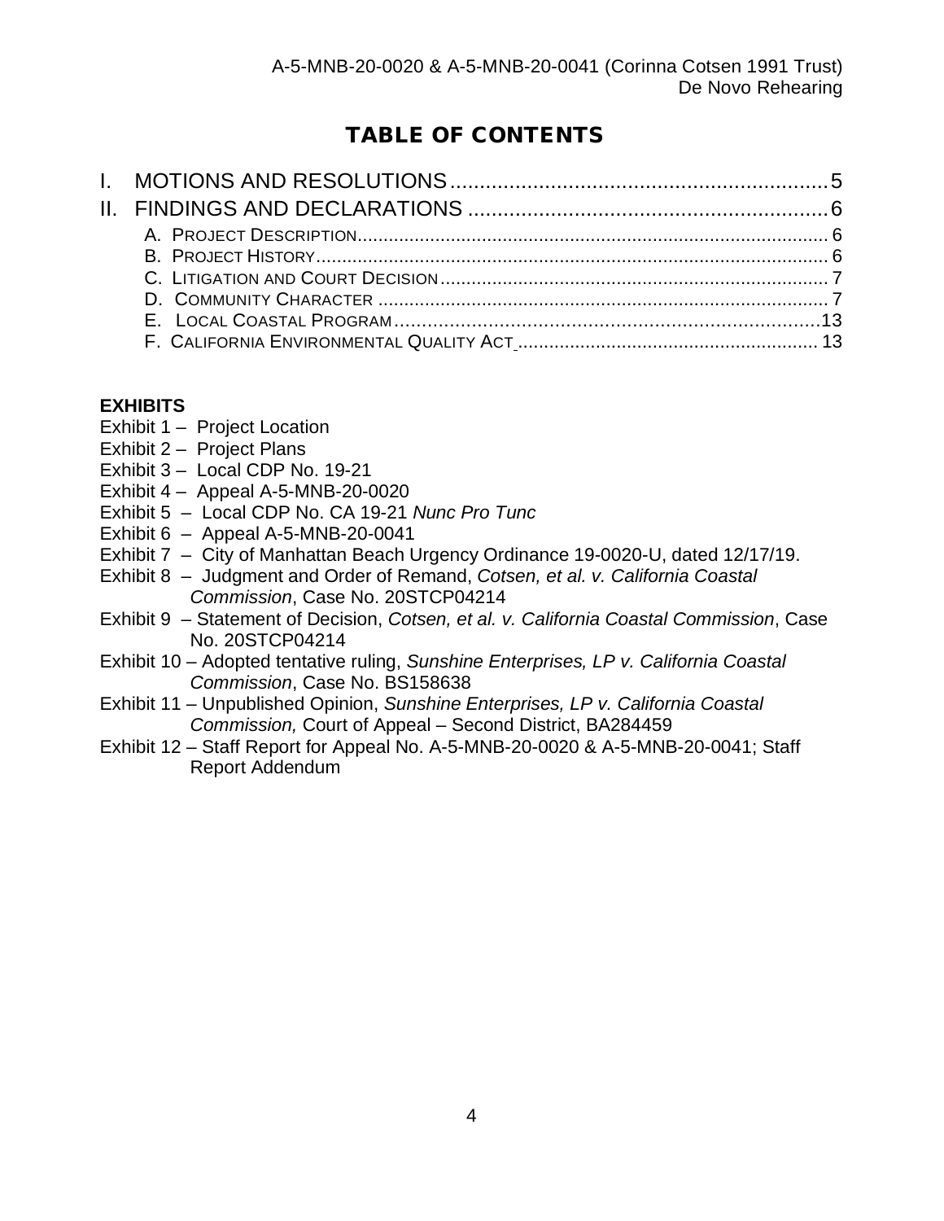# TABLE OF CONTENTS

I. MOTIONS AND RESOLUTIONS ... 5
II. FINDINGS AND DECLARATIONS ... 6
- A. PROJECT DESCRIPTION ... 6
- B. PROJECT HISTORY ... 6
- C. LITIGATION AND COURT DECISION ... 7
- D. COMMUNITY CHARACTER ... 7
- E. LOCAL COASTAL PROGRAM ... 13
- F. CALIFORNIA ENVIRONMENTAL QUALITY ACT ... 13

**EXHIBITS**

Exhibit 1 – Project Location
Exhibit 2 – Project Plans
Exhibit 3 – Local CDP No. 19-21
Exhibit 4 – Appeal A-5-MNB-20-0020
Exhibit 5 – Local CDP No. CA 19-21 *Nunc Pro Tunc*
Exhibit 6 – Appeal A-5-MNB-20-0041
Exhibit 7 – City of Manhattan Beach Urgency Ordinance 19-0020-U, dated 12/17/19.
Exhibit 8 – Judgment and Order of Remand, *Cotsen, et al. v. California Coastal Commission*, Case No. 20STCP04214
Exhibit 9 – Statement of Decision, *Cotsen, et al. v. California Coastal Commission*, Case No. 20STCP04214
Exhibit 10 – Adopted tentative ruling, *Sunshine Enterprises, LP v. California Coastal Commission*, Case No. BS158638
Exhibit 11 – Unpublished Opinion, *Sunshine Enterprises, LP v. California Coastal Commission,* Court of Appeal – Second District, BA284459
Exhibit 12 – Staff Report for Appeal No. A-5-MNB-20-0020 & A-5-MNB-20-0041; Staff Report Addendum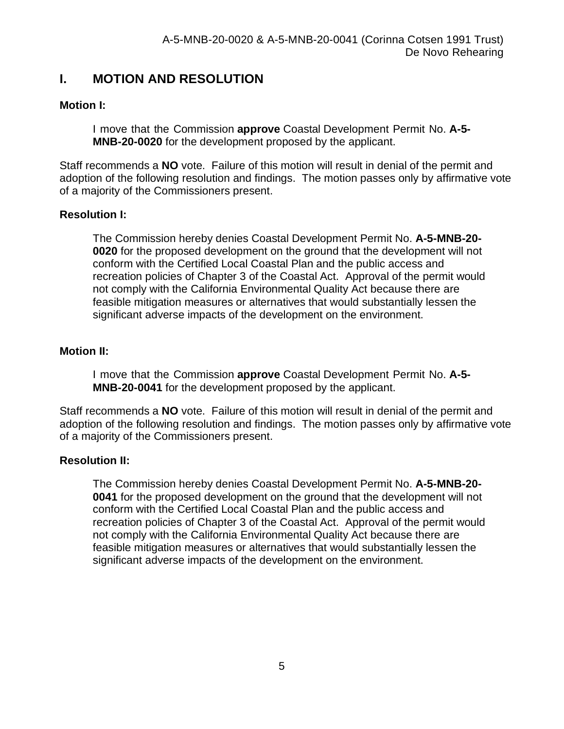# I. MOTION AND RESOLUTION

**Motion I:**

> I move that the Commission **approve** Coastal Development Permit No. **A-5-MNB-20-0020** for the development proposed by the applicant.

Staff recommends a **NO** vote. Failure of this motion will result in denial of the permit and adoption of the following resolution and findings. The motion passes only by affirmative vote of a majority of the Commissioners present.

**Resolution I:**

> The Commission hereby denies Coastal Development Permit No. **A-5-MNB-20-0020** for the proposed development on the ground that the development will not conform with the Certified Local Coastal Plan and the public access and recreation policies of Chapter 3 of the Coastal Act. Approval of the permit would not comply with the California Environmental Quality Act because there are feasible mitigation measures or alternatives that would substantially lessen the significant adverse impacts of the development on the environment.

**Motion II:**

> I move that the Commission **approve** Coastal Development Permit No. **A-5-MNB-20-0041** for the development proposed by the applicant.

Staff recommends a **NO** vote. Failure of this motion will result in denial of the permit and adoption of the following resolution and findings. The motion passes only by affirmative vote of a majority of the Commissioners present.

**Resolution II:**

> The Commission hereby denies Coastal Development Permit No. **A-5-MNB-20-0041** for the proposed development on the ground that the development will not conform with the Certified Local Coastal Plan and the public access and recreation policies of Chapter 3 of the Coastal Act. Approval of the permit would not comply with the California Environmental Quality Act because there are feasible mitigation measures or alternatives that would substantially lessen the significant adverse impacts of the development on the environment.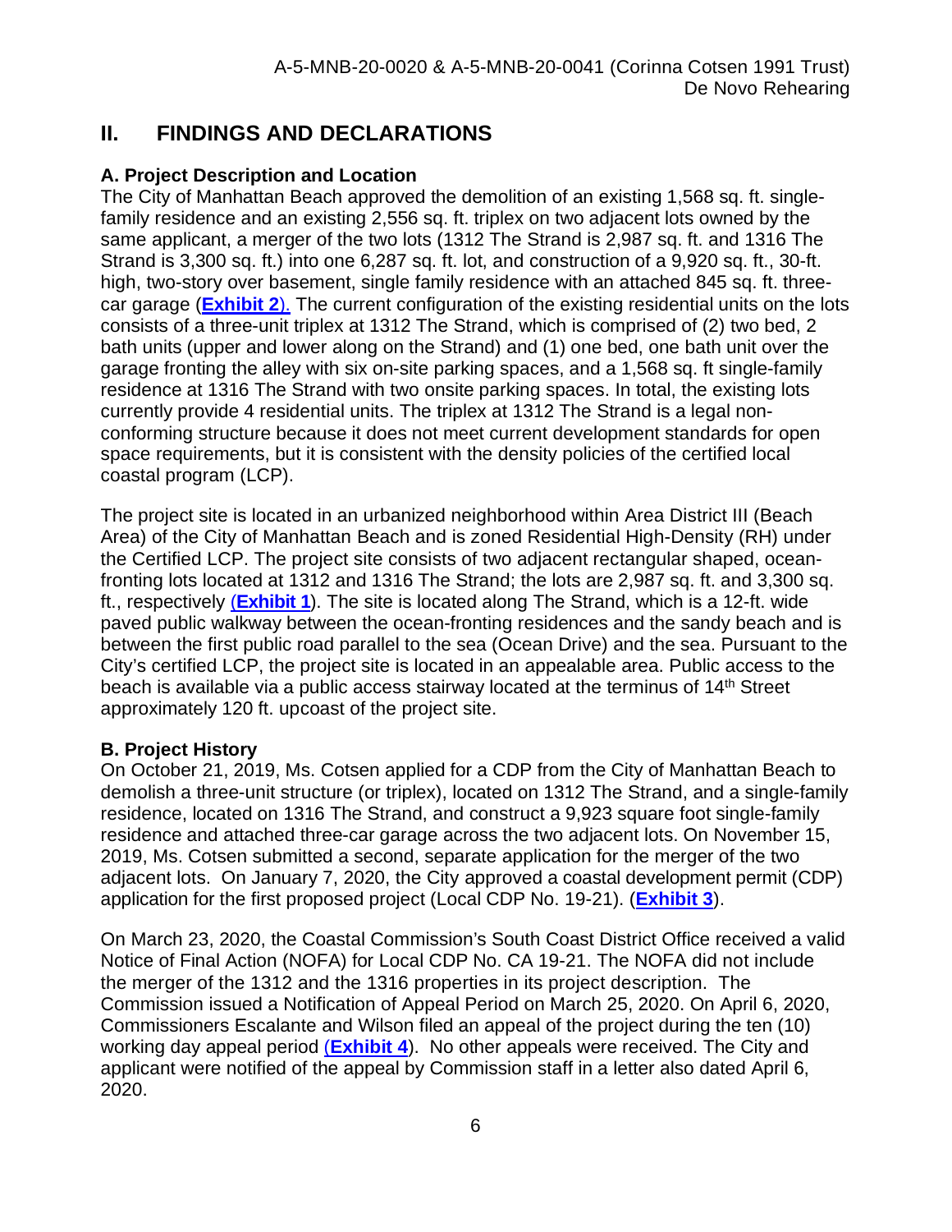## II. FINDINGS AND DECLARATIONS

### A. Project Description and Location

The City of Manhattan Beach approved the demolition of an existing 1,568 sq. ft. single-family residence and an existing 2,556 sq. ft. triplex on two adjacent lots owned by the same applicant, a merger of the two lots (1312 The Strand is 2,987 sq. ft. and 1316 The Strand is 3,300 sq. ft.) into one 6,287 sq. ft. lot, and construction of a 9,920 sq. ft., 30-ft. high, two-story over basement, single family residence with an attached 845 sq. ft. three-car garage (**Exhibit 2**). The current configuration of the existing residential units on the lots consists of a three-unit triplex at 1312 The Strand, which is comprised of (2) two bed, 2 bath units (upper and lower along on the Strand) and (1) one bed, one bath unit over the garage fronting the alley with six on-site parking spaces, and a 1,568 sq. ft single-family residence at 1316 The Strand with two onsite parking spaces. In total, the existing lots currently provide 4 residential units. The triplex at 1312 The Strand is a legal non-conforming structure because it does not meet current development standards for open space requirements, but it is consistent with the density policies of the certified local coastal program (LCP).

The project site is located in an urbanized neighborhood within Area District III (Beach Area) of the City of Manhattan Beach and is zoned Residential High-Density (RH) under the Certified LCP. The project site consists of two adjacent rectangular shaped, ocean-fronting lots located at 1312 and 1316 The Strand; the lots are 2,987 sq. ft. and 3,300 sq. ft., respectively (**Exhibit 1**). The site is located along The Strand, which is a 12-ft. wide paved public walkway between the ocean-fronting residences and the sandy beach and is between the first public road parallel to the sea (Ocean Drive) and the sea. Pursuant to the City's certified LCP, the project site is located in an appealable area. Public access to the beach is available via a public access stairway located at the terminus of 14th Street approximately 120 ft. upcoast of the project site.

### B. Project History

On October 21, 2019, Ms. Cotsen applied for a CDP from the City of Manhattan Beach to demolish a three-unit structure (or triplex), located on 1312 The Strand, and a single-family residence, located on 1316 The Strand, and construct a 9,923 square foot single-family residence and attached three-car garage across the two adjacent lots. On November 15, 2019, Ms. Cotsen submitted a second, separate application for the merger of the two adjacent lots. On January 7, 2020, the City approved a coastal development permit (CDP) application for the first proposed project (Local CDP No. 19-21). (**Exhibit 3**).

On March 23, 2020, the Coastal Commission's South Coast District Office received a valid Notice of Final Action (NOFA) for Local CDP No. CA 19-21. The NOFA did not include the merger of the 1312 and the 1316 properties in its project description. The Commission issued a Notification of Appeal Period on March 25, 2020. On April 6, 2020, Commissioners Escalante and Wilson filed an appeal of the project during the ten (10) working day appeal period (**Exhibit 4**). No other appeals were received. The City and applicant were notified of the appeal by Commission staff in a letter also dated April 6, 2020.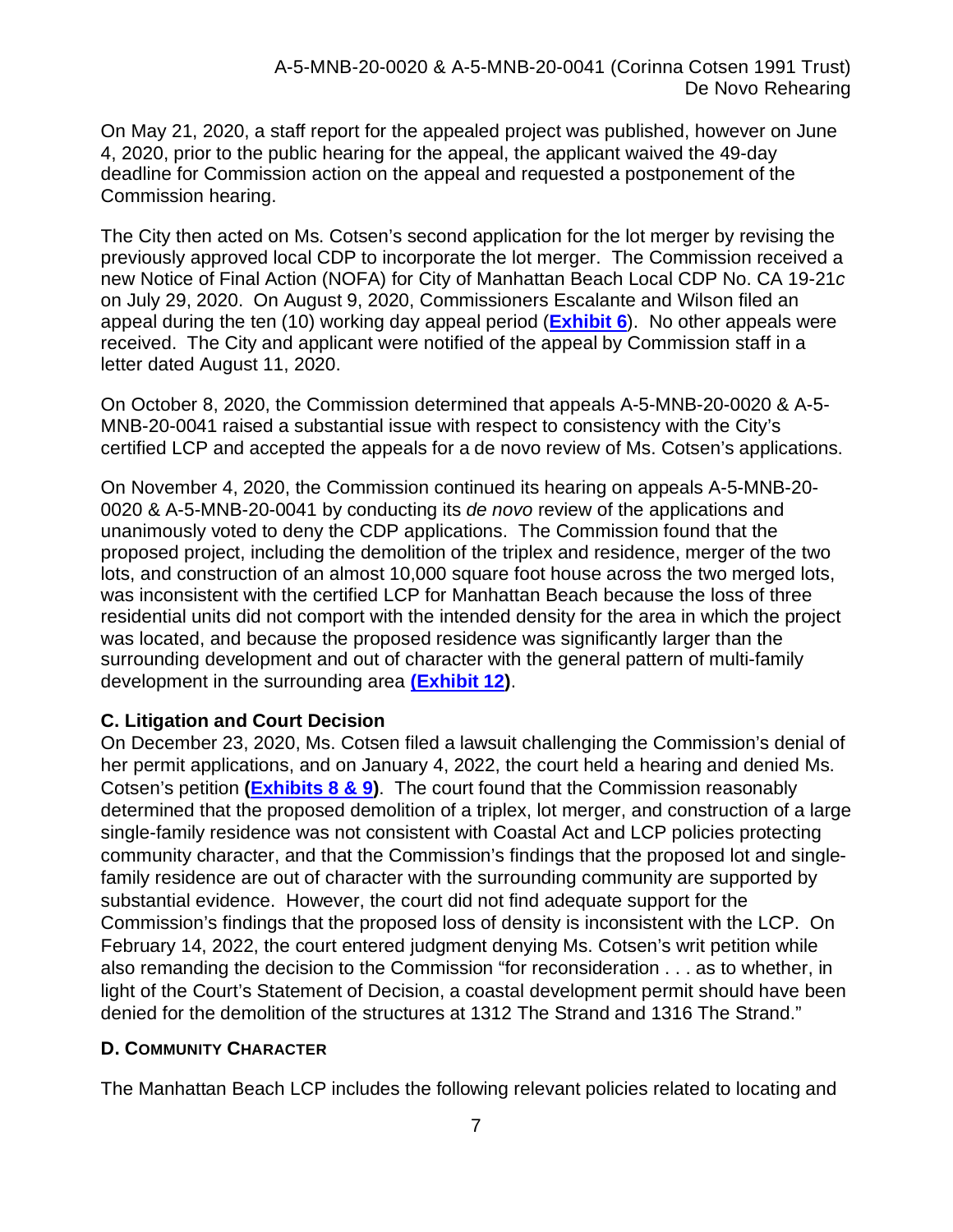On May 21, 2020, a staff report for the appealed project was published, however on June 4, 2020, prior to the public hearing for the appeal, the applicant waived the 49-day deadline for Commission action on the appeal and requested a postponement of the Commission hearing.

The City then acted on Ms. Cotsen's second application for the lot merger by revising the previously approved local CDP to incorporate the lot merger. The Commission received a new Notice of Final Action (NOFA) for City of Manhattan Beach Local CDP No. CA 19-21*c* on July 29, 2020. On August 9, 2020, Commissioners Escalante and Wilson filed an appeal during the ten (10) working day appeal period (**Exhibit 6**). No other appeals were received. The City and applicant were notified of the appeal by Commission staff in a letter dated August 11, 2020.

On October 8, 2020, the Commission determined that appeals A-5-MNB-20-0020 & A-5-MNB-20-0041 raised a substantial issue with respect to consistency with the City's certified LCP and accepted the appeals for a de novo review of Ms. Cotsen's applications.

On November 4, 2020, the Commission continued its hearing on appeals A-5-MNB-20-0020 & A-5-MNB-20-0041 by conducting its *de novo* review of the applications and unanimously voted to deny the CDP applications. The Commission found that the proposed project, including the demolition of the triplex and residence, merger of the two lots, and construction of an almost 10,000 square foot house across the two merged lots, was inconsistent with the certified LCP for Manhattan Beach because the loss of three residential units did not comport with the intended density for the area in which the project was located, and because the proposed residence was significantly larger than the surrounding development and out of character with the general pattern of multi-family development in the surrounding area **(Exhibit 12)**.

### C. Litigation and Court Decision

On December 23, 2020, Ms. Cotsen filed a lawsuit challenging the Commission's denial of her permit applications, and on January 4, 2022, the court held a hearing and denied Ms. Cotsen's petition **(Exhibits 8 & 9)**. The court found that the Commission reasonably determined that the proposed demolition of a triplex, lot merger, and construction of a large single-family residence was not consistent with Coastal Act and LCP policies protecting community character, and that the Commission's findings that the proposed lot and single-family residence are out of character with the surrounding community are supported by substantial evidence. However, the court did not find adequate support for the Commission's findings that the proposed loss of density is inconsistent with the LCP. On February 14, 2022, the court entered judgment denying Ms. Cotsen's writ petition while also remanding the decision to the Commission "for reconsideration . . . as to whether, in light of the Court's Statement of Decision, a coastal development permit should have been denied for the demolition of the structures at 1312 The Strand and 1316 The Strand."

### D. COMMUNITY CHARACTER

The Manhattan Beach LCP includes the following relevant policies related to locating and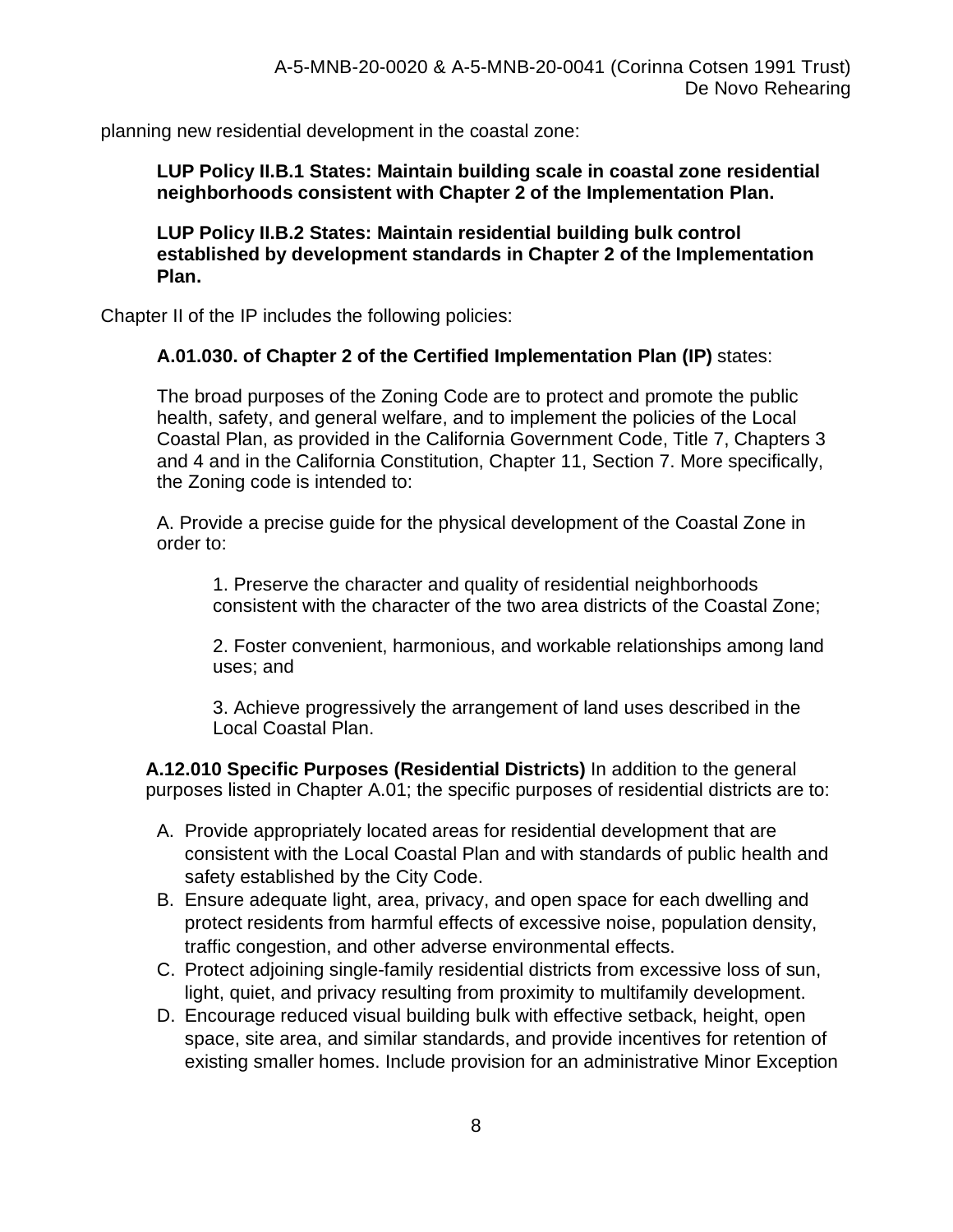planning new residential development in the coastal zone:

> **LUP Policy II.B.1 States: Maintain building scale in coastal zone residential neighborhoods consistent with Chapter 2 of the Implementation Plan.**
>
> **LUP Policy II.B.2 States: Maintain residential building bulk control established by development standards in Chapter 2 of the Implementation Plan.**

Chapter II of the IP includes the following policies:

> **A.01.030. of Chapter 2 of the Certified Implementation Plan (IP)** states:
>
> The broad purposes of the Zoning Code are to protect and promote the public health, safety, and general welfare, and to implement the policies of the Local Coastal Plan, as provided in the California Government Code, Title 7, Chapters 3 and 4 and in the California Constitution, Chapter 11, Section 7. More specifically, the Zoning code is intended to:
>
> A. Provide a precise guide for the physical development of the Coastal Zone in order to:
>
> > 1. Preserve the character and quality of residential neighborhoods consistent with the character of the two area districts of the Coastal Zone;
> >
> > 2. Foster convenient, harmonious, and workable relationships among land uses; and
> >
> > 3. Achieve progressively the arrangement of land uses described in the Local Coastal Plan.
>
> **A.12.010 Specific Purposes (Residential Districts)** In addition to the general purposes listed in Chapter A.01; the specific purposes of residential districts are to:
>
> A. Provide appropriately located areas for residential development that are consistent with the Local Coastal Plan and with standards of public health and safety established by the City Code.
> B. Ensure adequate light, area, privacy, and open space for each dwelling and protect residents from harmful effects of excessive noise, population density, traffic congestion, and other adverse environmental effects.
> C. Protect adjoining single-family residential districts from excessive loss of sun, light, quiet, and privacy resulting from proximity to multifamily development.
> D. Encourage reduced visual building bulk with effective setback, height, open space, site area, and similar standards, and provide incentives for retention of existing smaller homes. Include provision for an administrative Minor Exception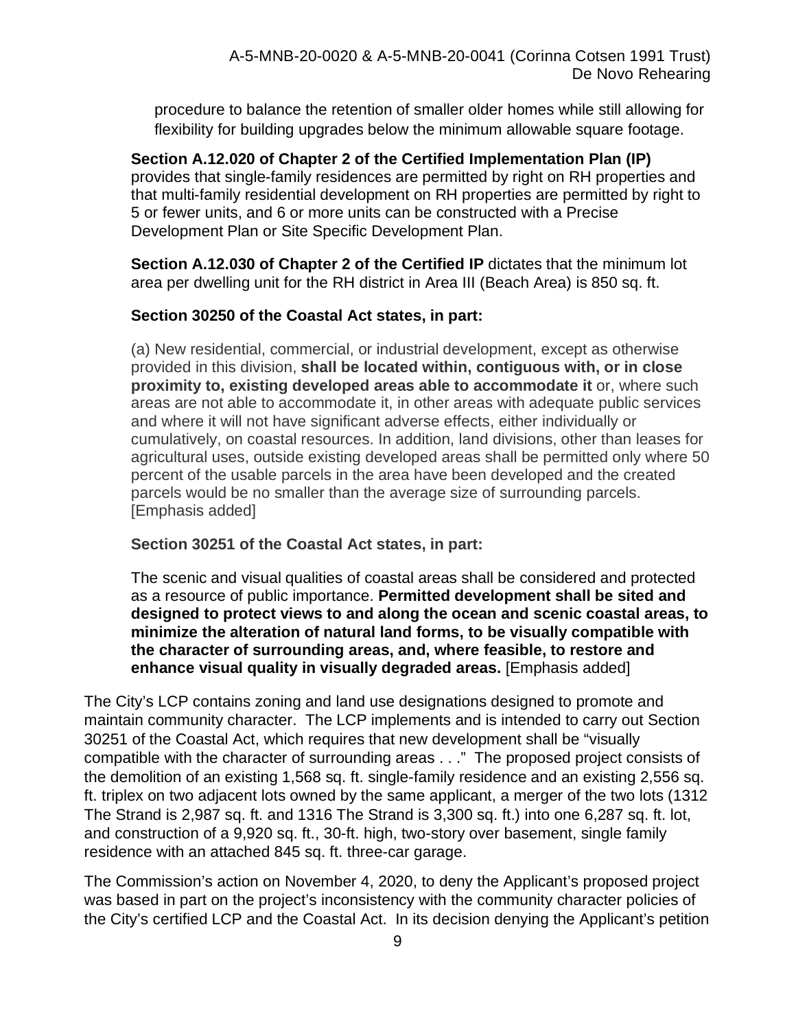procedure to balance the retention of smaller older homes while still allowing for flexibility for building upgrades below the minimum allowable square footage.

**Section A.12.020 of Chapter 2 of the Certified Implementation Plan (IP)** provides that single-family residences are permitted by right on RH properties and that multi-family residential development on RH properties are permitted by right to 5 or fewer units, and 6 or more units can be constructed with a Precise Development Plan or Site Specific Development Plan.

**Section A.12.030 of Chapter 2 of the Certified IP** dictates that the minimum lot area per dwelling unit for the RH district in Area III (Beach Area) is 850 sq. ft.

**Section 30250 of the Coastal Act states, in part:**

(a) New residential, commercial, or industrial development, except as otherwise provided in this division, **shall be located within, contiguous with, or in close proximity to, existing developed areas able to accommodate it** or, where such areas are not able to accommodate it, in other areas with adequate public services and where it will not have significant adverse effects, either individually or cumulatively, on coastal resources. In addition, land divisions, other than leases for agricultural uses, outside existing developed areas shall be permitted only where 50 percent of the usable parcels in the area have been developed and the created parcels would be no smaller than the average size of surrounding parcels. [Emphasis added]

**Section 30251 of the Coastal Act states, in part:**

The scenic and visual qualities of coastal areas shall be considered and protected as a resource of public importance. **Permitted development shall be sited and designed to protect views to and along the ocean and scenic coastal areas, to minimize the alteration of natural land forms, to be visually compatible with the character of surrounding areas, and, where feasible, to restore and enhance visual quality in visually degraded areas.** [Emphasis added]

The City's LCP contains zoning and land use designations designed to promote and maintain community character. The LCP implements and is intended to carry out Section 30251 of the Coastal Act, which requires that new development shall be "visually compatible with the character of surrounding areas . . ." The proposed project consists of the demolition of an existing 1,568 sq. ft. single-family residence and an existing 2,556 sq. ft. triplex on two adjacent lots owned by the same applicant, a merger of the two lots (1312 The Strand is 2,987 sq. ft. and 1316 The Strand is 3,300 sq. ft.) into one 6,287 sq. ft. lot, and construction of a 9,920 sq. ft., 30-ft. high, two-story over basement, single family residence with an attached 845 sq. ft. three-car garage.

The Commission's action on November 4, 2020, to deny the Applicant's proposed project was based in part on the project's inconsistency with the community character policies of the City's certified LCP and the Coastal Act. In its decision denying the Applicant's petition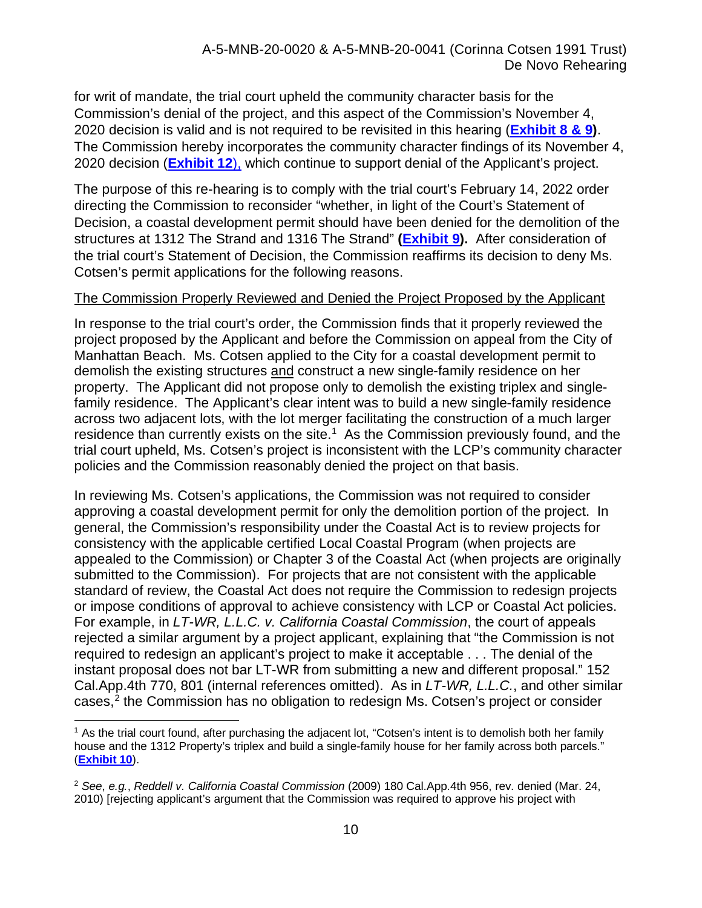for writ of mandate, the trial court upheld the community character basis for the Commission's denial of the project, and this aspect of the Commission's November 4, 2020 decision is valid and is not required to be revisited in this hearing (**Exhibit 8 & 9**). The Commission hereby incorporates the community character findings of its November 4, 2020 decision (**Exhibit 12**), which continue to support denial of the Applicant's project.

The purpose of this re-hearing is to comply with the trial court's February 14, 2022 order directing the Commission to reconsider "whether, in light of the Court's Statement of Decision, a coastal development permit should have been denied for the demolition of the structures at 1312 The Strand and 1316 The Strand" **(Exhibit 9).** After consideration of the trial court's Statement of Decision, the Commission reaffirms its decision to deny Ms. Cotsen's permit applications for the following reasons.

<u>The Commission Properly Reviewed and Denied the Project Proposed by the Applicant</u>

In response to the trial court's order, the Commission finds that it properly reviewed the project proposed by the Applicant and before the Commission on appeal from the City of Manhattan Beach. Ms. Cotsen applied to the City for a coastal development permit to demolish the existing structures <u>and</u> construct a new single-family residence on her property. The Applicant did not propose only to demolish the existing triplex and single-family residence. The Applicant's clear intent was to build a new single-family residence across two adjacent lots, with the lot merger facilitating the construction of a much larger residence than currently exists on the site.[1] As the Commission previously found, and the trial court upheld, Ms. Cotsen's project is inconsistent with the LCP's community character policies and the Commission reasonably denied the project on that basis.

In reviewing Ms. Cotsen's applications, the Commission was not required to consider approving a coastal development permit for only the demolition portion of the project. In general, the Commission's responsibility under the Coastal Act is to review projects for consistency with the applicable certified Local Coastal Program (when projects are appealed to the Commission) or Chapter 3 of the Coastal Act (when projects are originally submitted to the Commission). For projects that are not consistent with the applicable standard of review, the Coastal Act does not require the Commission to redesign projects or impose conditions of approval to achieve consistency with LCP or Coastal Act policies. For example, in *LT-WR, L.L.C. v. California Coastal Commission*, the court of appeals rejected a similar argument by a project applicant, explaining that "the Commission is not required to redesign an applicant's project to make it acceptable . . . The denial of the instant proposal does not bar LT-WR from submitting a new and different proposal." 152 Cal.App.4th 770, 801 (internal references omitted). As in *LT-WR, L.L.C.*, and other similar cases,[2] the Commission has no obligation to redesign Ms. Cotsen's project or consider

---

[1] As the trial court found, after purchasing the adjacent lot, "Cotsen's intent is to demolish both her family house and the 1312 Property's triplex and build a single-family house for her family across both parcels." (**Exhibit 10**).

[2] *See*, *e.g.*, *Reddell v. California Coastal Commission* (2009) 180 Cal.App.4th 956, rev. denied (Mar. 24, 2010) [rejecting applicant's argument that the Commission was required to approve his project with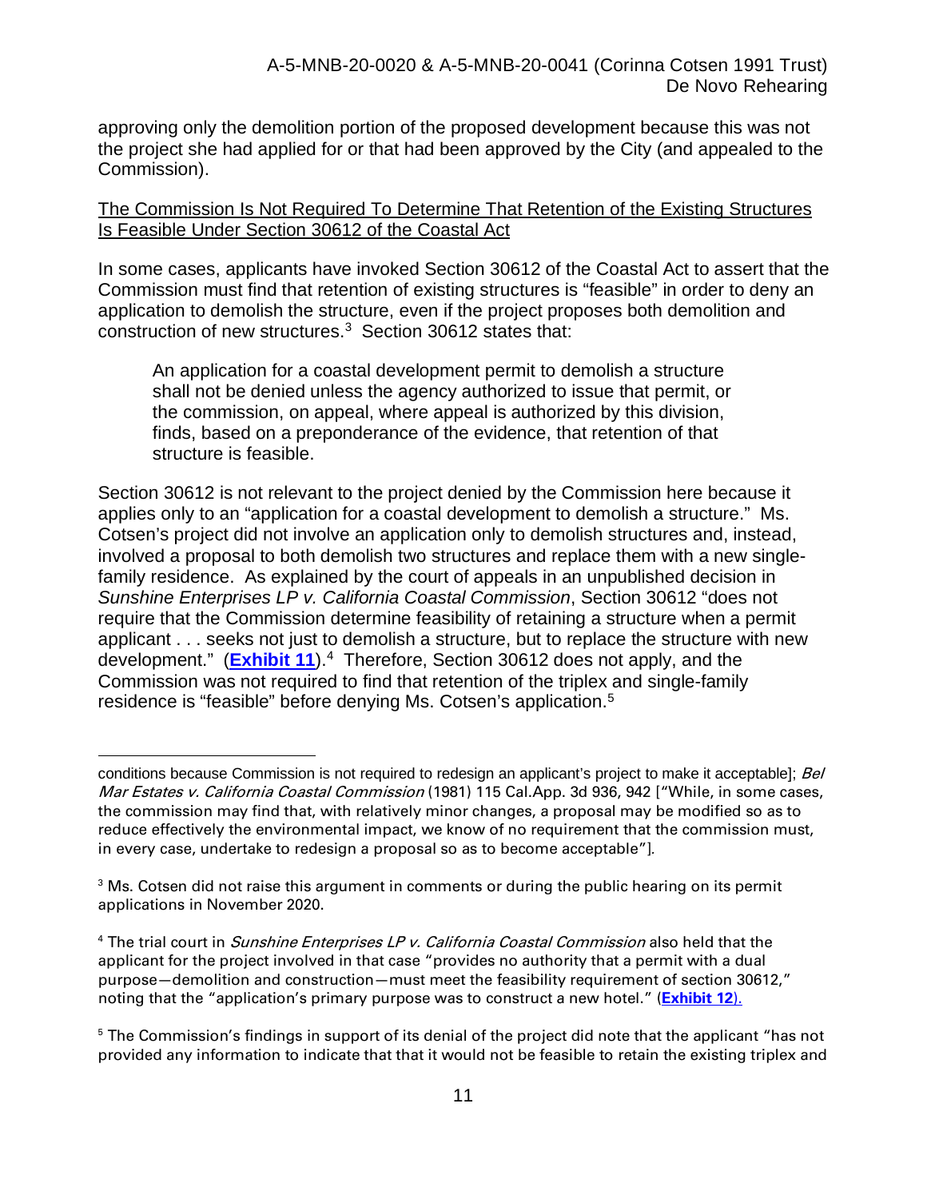approving only the demolition portion of the proposed development because this was not the project she had applied for or that had been approved by the City (and appealed to the Commission).

The Commission Is Not Required To Determine That Retention of the Existing Structures Is Feasible Under Section 30612 of the Coastal Act

In some cases, applicants have invoked Section 30612 of the Coastal Act to assert that the Commission must find that retention of existing structures is "feasible" in order to deny an application to demolish the structure, even if the project proposes both demolition and construction of new structures.[3] Section 30612 states that:

> An application for a coastal development permit to demolish a structure shall not be denied unless the agency authorized to issue that permit, or the commission, on appeal, where appeal is authorized by this division, finds, based on a preponderance of the evidence, that retention of that structure is feasible.

Section 30612 is not relevant to the project denied by the Commission here because it applies only to an "application for a coastal development to demolish a structure." Ms. Cotsen's project did not involve an application only to demolish structures and, instead, involved a proposal to both demolish two structures and replace them with a new single-family residence. As explained by the court of appeals in an unpublished decision in *Sunshine Enterprises LP v. California Coastal Commission*, Section 30612 "does not require that the Commission determine feasibility of retaining a structure when a permit applicant . . . seeks not just to demolish a structure, but to replace the structure with new development." (**Exhibit 11**).[4] Therefore, Section 30612 does not apply, and the Commission was not required to find that retention of the triplex and single-family residence is "feasible" before denying Ms. Cotsen's application.[5]

---

conditions because Commission is not required to redesign an applicant's project to make it acceptable]; *Bel Mar Estates v. California Coastal Commission* (1981) 115 Cal.App. 3d 936, 942 ["While, in some cases, the commission may find that, with relatively minor changes, a proposal may be modified so as to reduce effectively the environmental impact, we know of no requirement that the commission must, in every case, undertake to redesign a proposal so as to become acceptable"].

[3] Ms. Cotsen did not raise this argument in comments or during the public hearing on its permit applications in November 2020.

[4] The trial court in *Sunshine Enterprises LP v. California Coastal Commission* also held that the applicant for the project involved in that case "provides no authority that a permit with a dual purpose—demolition and construction—must meet the feasibility requirement of section 30612," noting that the "application's primary purpose was to construct a new hotel." (**Exhibit 12**).

[5] The Commission's findings in support of its denial of the project did note that the applicant "has not provided any information to indicate that that it would not be feasible to retain the existing triplex and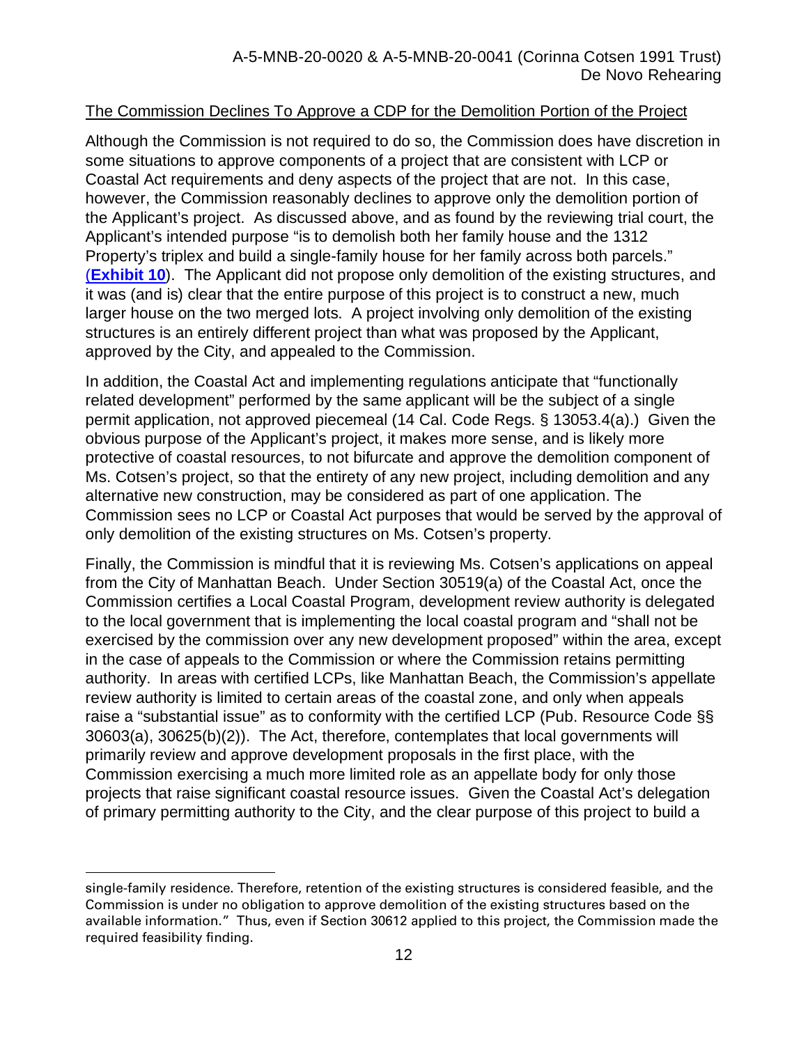<u>The Commission Declines To Approve a CDP for the Demolition Portion of the Project</u>

Although the Commission is not required to do so, the Commission does have discretion in some situations to approve components of a project that are consistent with LCP or Coastal Act requirements and deny aspects of the project that are not. In this case, however, the Commission reasonably declines to approve only the demolition portion of the Applicant's project. As discussed above, and as found by the reviewing trial court, the Applicant's intended purpose "is to demolish both her family house and the 1312 Property's triplex and build a single-family house for her family across both parcels." (**Exhibit 10**). The Applicant did not propose only demolition of the existing structures, and it was (and is) clear that the entire purpose of this project is to construct a new, much larger house on the two merged lots. A project involving only demolition of the existing structures is an entirely different project than what was proposed by the Applicant, approved by the City, and appealed to the Commission.

In addition, the Coastal Act and implementing regulations anticipate that "functionally related development" performed by the same applicant will be the subject of a single permit application, not approved piecemeal (14 Cal. Code Regs. § 13053.4(a).) Given the obvious purpose of the Applicant's project, it makes more sense, and is likely more protective of coastal resources, to not bifurcate and approve the demolition component of Ms. Cotsen's project, so that the entirety of any new project, including demolition and any alternative new construction, may be considered as part of one application. The Commission sees no LCP or Coastal Act purposes that would be served by the approval of only demolition of the existing structures on Ms. Cotsen's property.

Finally, the Commission is mindful that it is reviewing Ms. Cotsen's applications on appeal from the City of Manhattan Beach. Under Section 30519(a) of the Coastal Act, once the Commission certifies a Local Coastal Program, development review authority is delegated to the local government that is implementing the local coastal program and "shall not be exercised by the commission over any new development proposed" within the area, except in the case of appeals to the Commission or where the Commission retains permitting authority. In areas with certified LCPs, like Manhattan Beach, the Commission's appellate review authority is limited to certain areas of the coastal zone, and only when appeals raise a "substantial issue" as to conformity with the certified LCP (Pub. Resource Code §§ 30603(a), 30625(b)(2)). The Act, therefore, contemplates that local governments will primarily review and approve development proposals in the first place, with the Commission exercising a much more limited role as an appellate body for only those projects that raise significant coastal resource issues. Given the Coastal Act's delegation of primary permitting authority to the City, and the clear purpose of this project to build a

---

single-family residence. Therefore, retention of the existing structures is considered feasible, and the Commission is under no obligation to approve demolition of the existing structures based on the available information." Thus, even if Section 30612 applied to this project, the Commission made the required feasibility finding.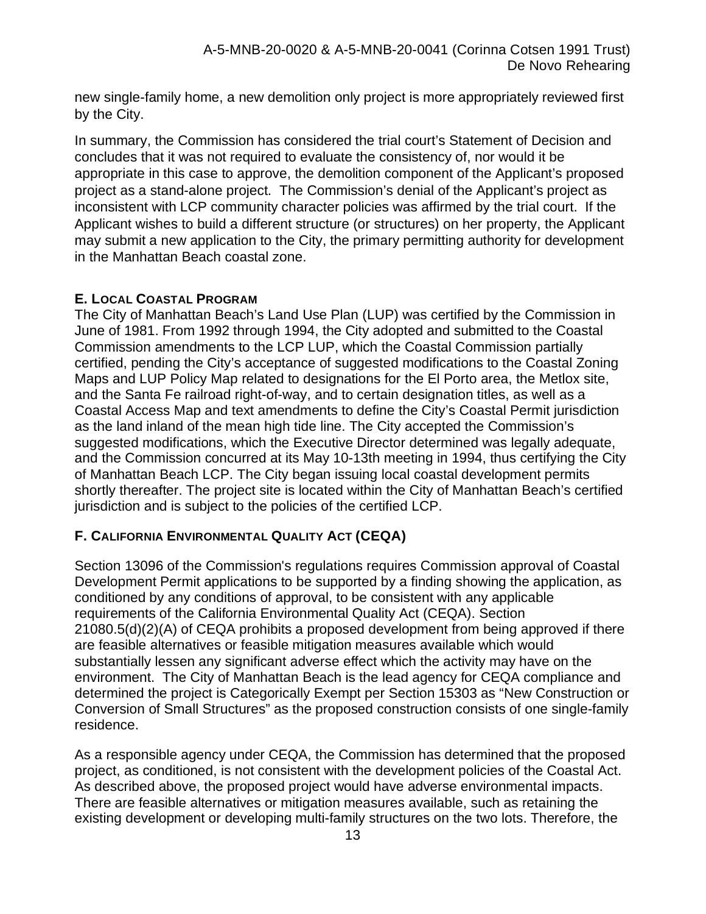new single-family home, a new demolition only project is more appropriately reviewed first by the City.

In summary, the Commission has considered the trial court's Statement of Decision and concludes that it was not required to evaluate the consistency of, nor would it be appropriate in this case to approve, the demolition component of the Applicant's proposed project as a stand-alone project. The Commission's denial of the Applicant's project as inconsistent with LCP community character policies was affirmed by the trial court. If the Applicant wishes to build a different structure (or structures) on her property, the Applicant may submit a new application to the City, the primary permitting authority for development in the Manhattan Beach coastal zone.

## E. LOCAL COASTAL PROGRAM

The City of Manhattan Beach's Land Use Plan (LUP) was certified by the Commission in June of 1981. From 1992 through 1994, the City adopted and submitted to the Coastal Commission amendments to the LCP LUP, which the Coastal Commission partially certified, pending the City's acceptance of suggested modifications to the Coastal Zoning Maps and LUP Policy Map related to designations for the El Porto area, the Metlox site, and the Santa Fe railroad right-of-way, and to certain designation titles, as well as a Coastal Access Map and text amendments to define the City's Coastal Permit jurisdiction as the land inland of the mean high tide line. The City accepted the Commission's suggested modifications, which the Executive Director determined was legally adequate, and the Commission concurred at its May 10-13th meeting in 1994, thus certifying the City of Manhattan Beach LCP. The City began issuing local coastal development permits shortly thereafter. The project site is located within the City of Manhattan Beach's certified jurisdiction and is subject to the policies of the certified LCP.

## F. CALIFORNIA ENVIRONMENTAL QUALITY ACT (CEQA)

Section 13096 of the Commission's regulations requires Commission approval of Coastal Development Permit applications to be supported by a finding showing the application, as conditioned by any conditions of approval, to be consistent with any applicable requirements of the California Environmental Quality Act (CEQA). Section 21080.5(d)(2)(A) of CEQA prohibits a proposed development from being approved if there are feasible alternatives or feasible mitigation measures available which would substantially lessen any significant adverse effect which the activity may have on the environment. The City of Manhattan Beach is the lead agency for CEQA compliance and determined the project is Categorically Exempt per Section 15303 as "New Construction or Conversion of Small Structures" as the proposed construction consists of one single-family residence.

As a responsible agency under CEQA, the Commission has determined that the proposed project, as conditioned, is not consistent with the development policies of the Coastal Act. As described above, the proposed project would have adverse environmental impacts. There are feasible alternatives or mitigation measures available, such as retaining the existing development or developing multi-family structures on the two lots. Therefore, the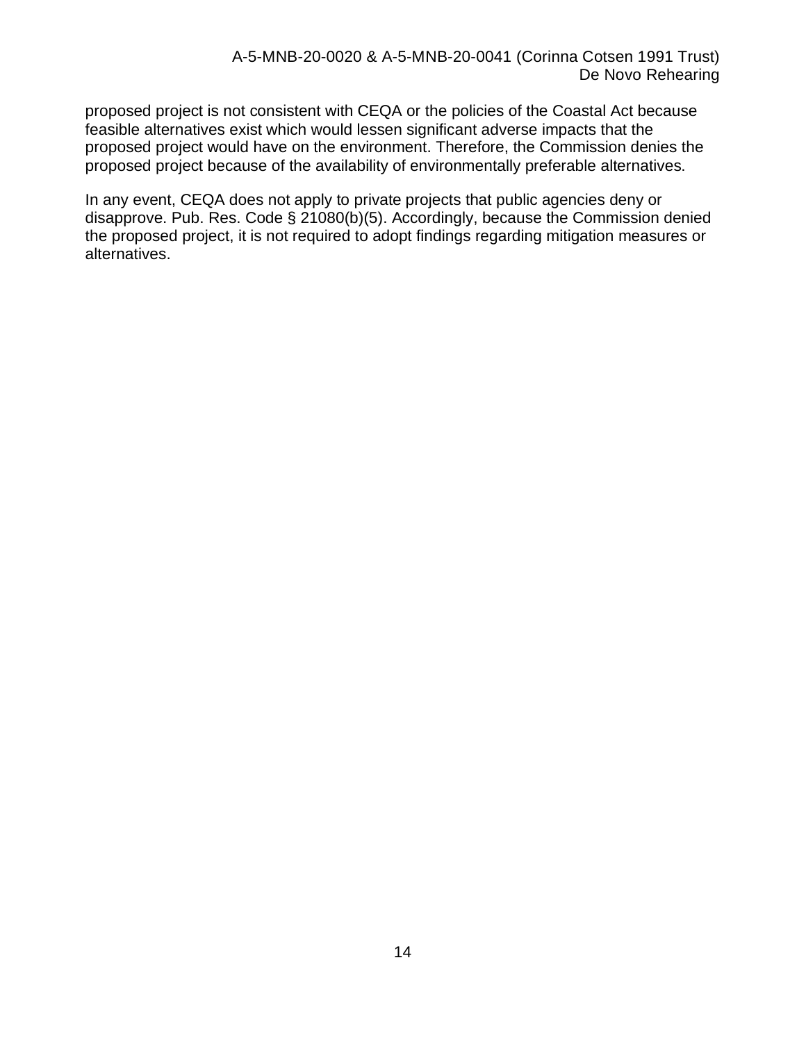proposed project is not consistent with CEQA or the policies of the Coastal Act because feasible alternatives exist which would lessen significant adverse impacts that the proposed project would have on the environment. Therefore, the Commission denies the proposed project because of the availability of environmentally preferable alternatives.

In any event, CEQA does not apply to private projects that public agencies deny or disapprove. Pub. Res. Code § 21080(b)(5). Accordingly, because the Commission denied the proposed project, it is not required to adopt findings regarding mitigation measures or alternatives.